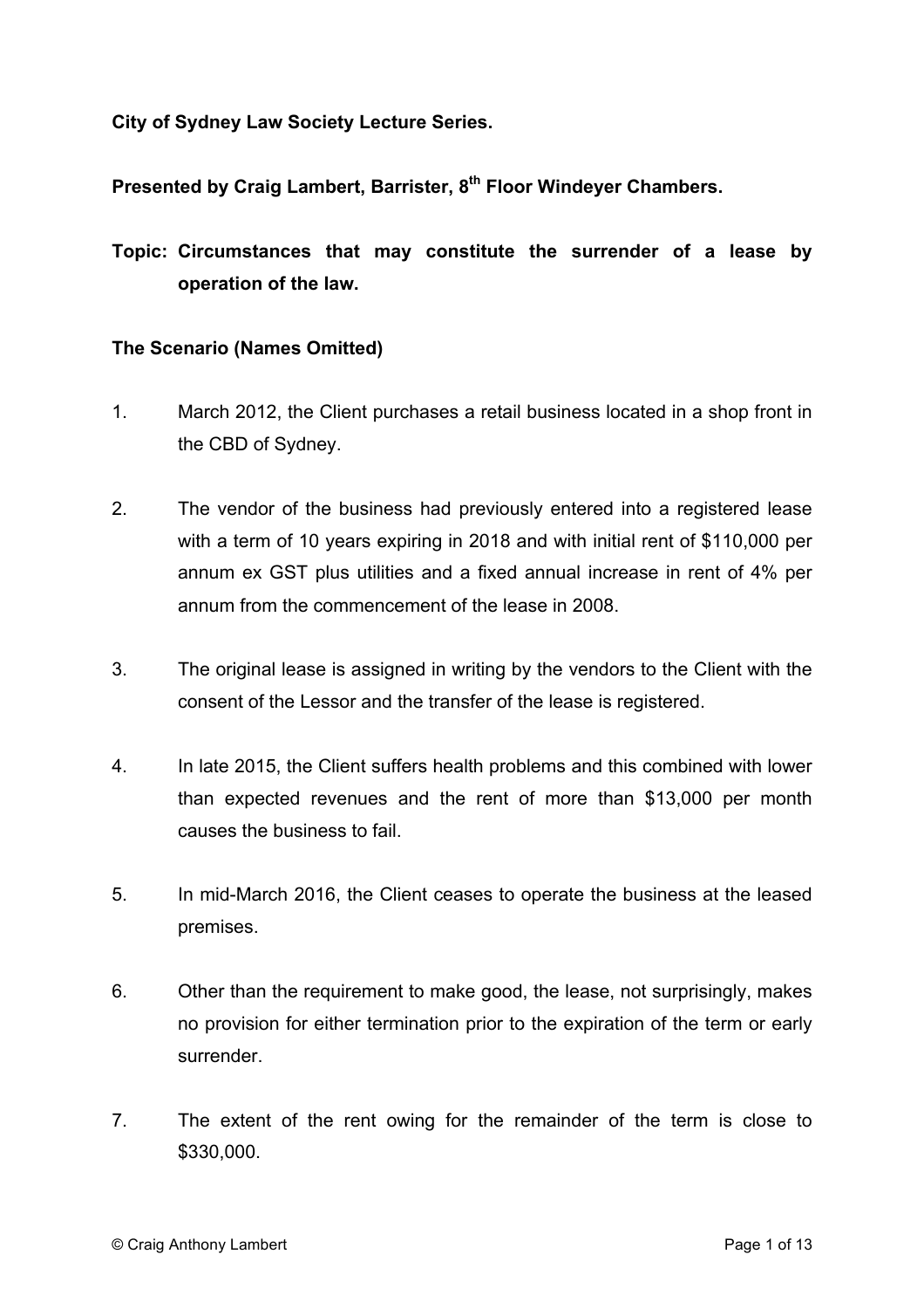**City of Sydney Law Society Lecture Series.**

**Presented by Craig Lambert, Barrister, 8th Floor Windeyer Chambers.**

**Topic: Circumstances that may constitute the surrender of a lease by operation of the law.**

**The Scenario (Names Omitted)**

1. March 2012, the Client purchases a retail business located in a shop front in the CBD of Sydney.

2. The vendor of the business had previously entered into a registered lease with a term of 10 years expiring in 2018 and with initial rent of $110,000 per annum ex GST plus utilities and a fixed annual increase in rent of 4% per annum from the commencement of the lease in 2008.

3. The original lease is assigned in writing by the vendors to the Client with the consent of the Lessor and the transfer of the lease is registered.

4. In late 2015, the Client suffers health problems and this combined with lower than expected revenues and the rent of more than $13,000 per month causes the business to fail.

5. In mid-March 2016, the Client ceases to operate the business at the leased premises.

6. Other than the requirement to make good, the lease, not surprisingly, makes no provision for either termination prior to the expiration of the term or early surrender.

7. The extent of the rent owing for the remainder of the term is close to $330,000.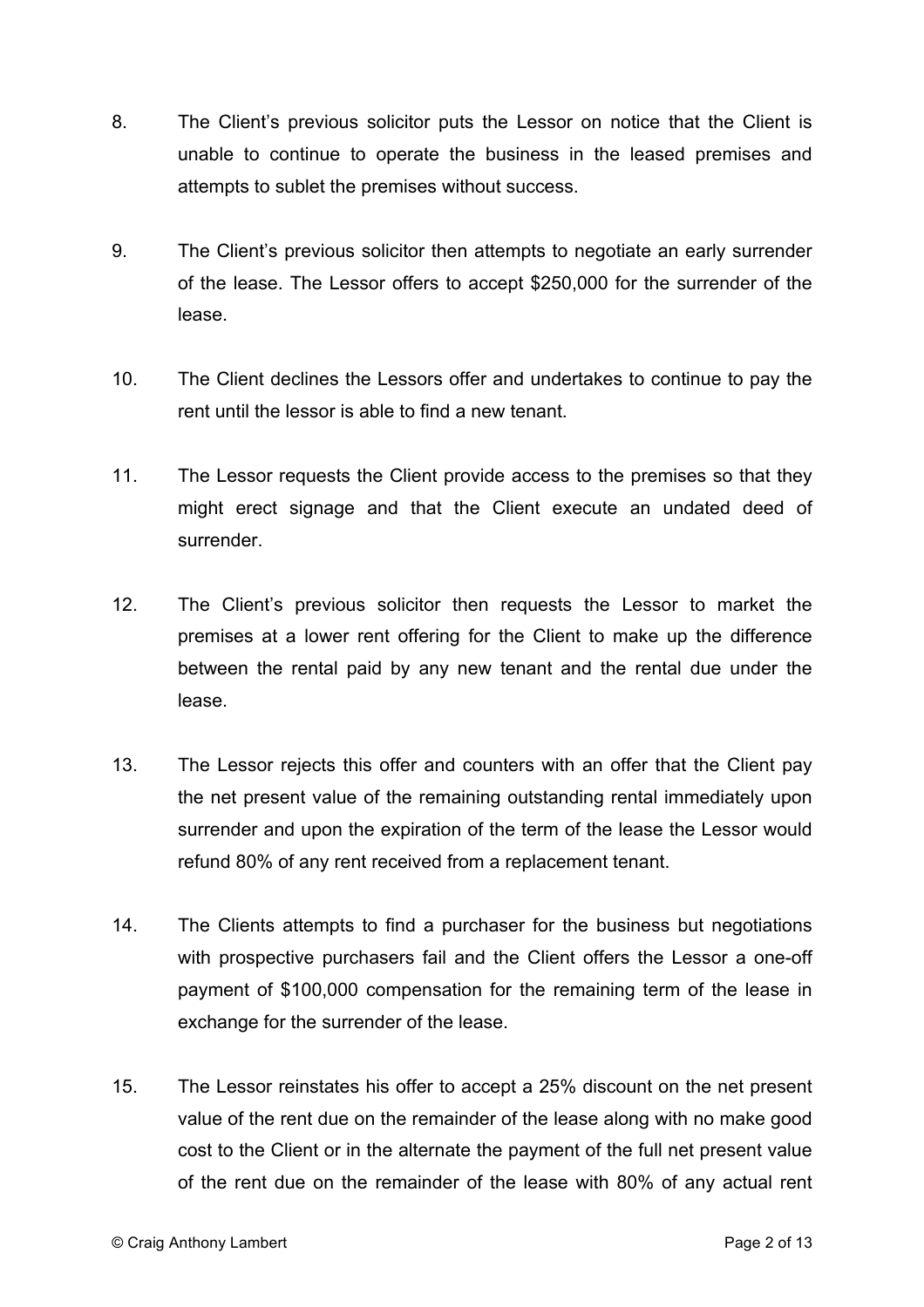8. The Client's previous solicitor puts the Lessor on notice that the Client is unable to continue to operate the business in the leased premises and attempts to sublet the premises without success.

9. The Client's previous solicitor then attempts to negotiate an early surrender of the lease. The Lessor offers to accept $250,000 for the surrender of the lease.

10. The Client declines the Lessors offer and undertakes to continue to pay the rent until the lessor is able to find a new tenant.

11. The Lessor requests the Client provide access to the premises so that they might erect signage and that the Client execute an undated deed of surrender.

12. The Client's previous solicitor then requests the Lessor to market the premises at a lower rent offering for the Client to make up the difference between the rental paid by any new tenant and the rental due under the lease.

13. The Lessor rejects this offer and counters with an offer that the Client pay the net present value of the remaining outstanding rental immediately upon surrender and upon the expiration of the term of the lease the Lessor would refund 80% of any rent received from a replacement tenant.

14. The Clients attempts to find a purchaser for the business but negotiations with prospective purchasers fail and the Client offers the Lessor a one-off payment of $100,000 compensation for the remaining term of the lease in exchange for the surrender of the lease.

15. The Lessor reinstates his offer to accept a 25% discount on the net present value of the rent due on the remainder of the lease along with no make good cost to the Client or in the alternate the payment of the full net present value of the rent due on the remainder of the lease with 80% of any actual rent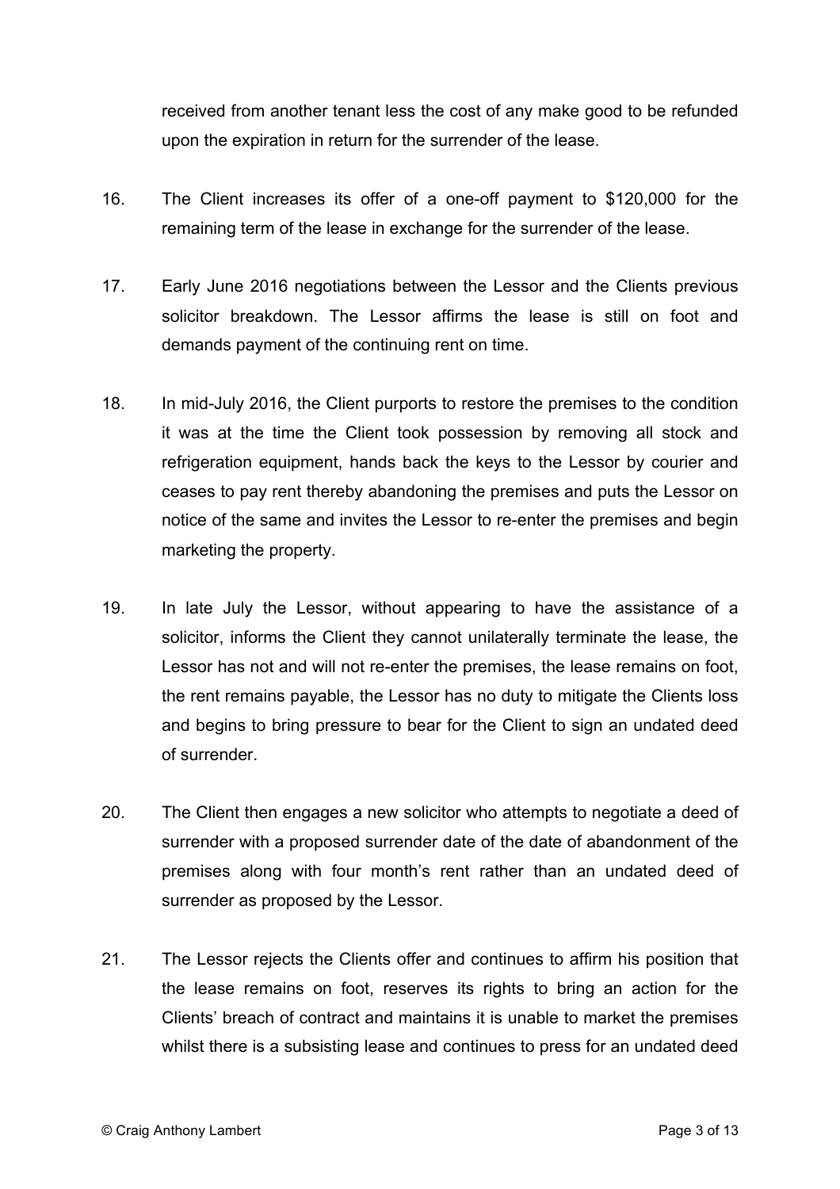received from another tenant less the cost of any make good to be refunded upon the expiration in return for the surrender of the lease.

16. The Client increases its offer of a one-off payment to $120,000 for the remaining term of the lease in exchange for the surrender of the lease.

17. Early June 2016 negotiations between the Lessor and the Clients previous solicitor breakdown. The Lessor affirms the lease is still on foot and demands payment of the continuing rent on time.

18. In mid-July 2016, the Client purports to restore the premises to the condition it was at the time the Client took possession by removing all stock and refrigeration equipment, hands back the keys to the Lessor by courier and ceases to pay rent thereby abandoning the premises and puts the Lessor on notice of the same and invites the Lessor to re-enter the premises and begin marketing the property.

19. In late July the Lessor, without appearing to have the assistance of a solicitor, informs the Client they cannot unilaterally terminate the lease, the Lessor has not and will not re-enter the premises, the lease remains on foot, the rent remains payable, the Lessor has no duty to mitigate the Clients loss and begins to bring pressure to bear for the Client to sign an undated deed of surrender.

20. The Client then engages a new solicitor who attempts to negotiate a deed of surrender with a proposed surrender date of the date of abandonment of the premises along with four month's rent rather than an undated deed of surrender as proposed by the Lessor.

21. The Lessor rejects the Clients offer and continues to affirm his position that the lease remains on foot, reserves its rights to bring an action for the Clients' breach of contract and maintains it is unable to market the premises whilst there is a subsisting lease and continues to press for an undated deed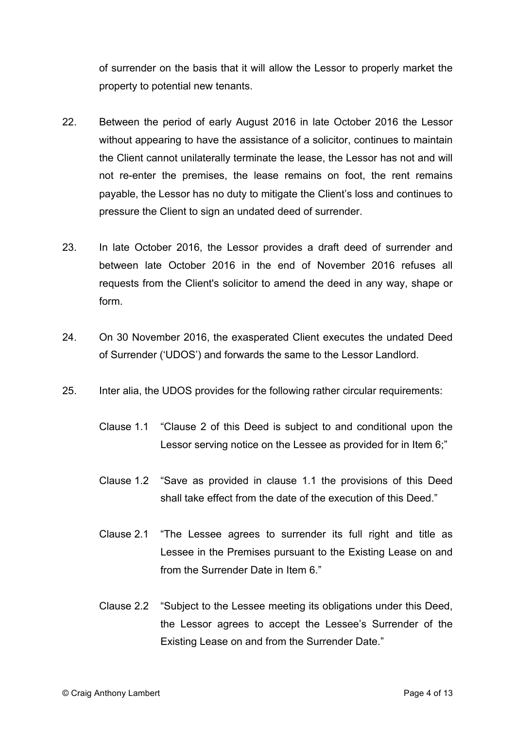of surrender on the basis that it will allow the Lessor to properly market the property to potential new tenants.

22. Between the period of early August 2016 in late October 2016 the Lessor without appearing to have the assistance of a solicitor, continues to maintain the Client cannot unilaterally terminate the lease, the Lessor has not and will not re-enter the premises, the lease remains on foot, the rent remains payable, the Lessor has no duty to mitigate the Client's loss and continues to pressure the Client to sign an undated deed of surrender.

23. In late October 2016, the Lessor provides a draft deed of surrender and between late October 2016 in the end of November 2016 refuses all requests from the Client's solicitor to amend the deed in any way, shape or form.

24. On 30 November 2016, the exasperated Client executes the undated Deed of Surrender ('UDOS') and forwards the same to the Lessor Landlord.

25. Inter alia, the UDOS provides for the following rather circular requirements:

    Clause 1.1 "Clause 2 of this Deed is subject to and conditional upon the Lessor serving notice on the Lessee as provided for in Item 6;"

    Clause 1.2 "Save as provided in clause 1.1 the provisions of this Deed shall take effect from the date of the execution of this Deed."

    Clause 2.1 "The Lessee agrees to surrender its full right and title as Lessee in the Premises pursuant to the Existing Lease on and from the Surrender Date in Item 6."

    Clause 2.2 "Subject to the Lessee meeting its obligations under this Deed, the Lessor agrees to accept the Lessee's Surrender of the Existing Lease on and from the Surrender Date."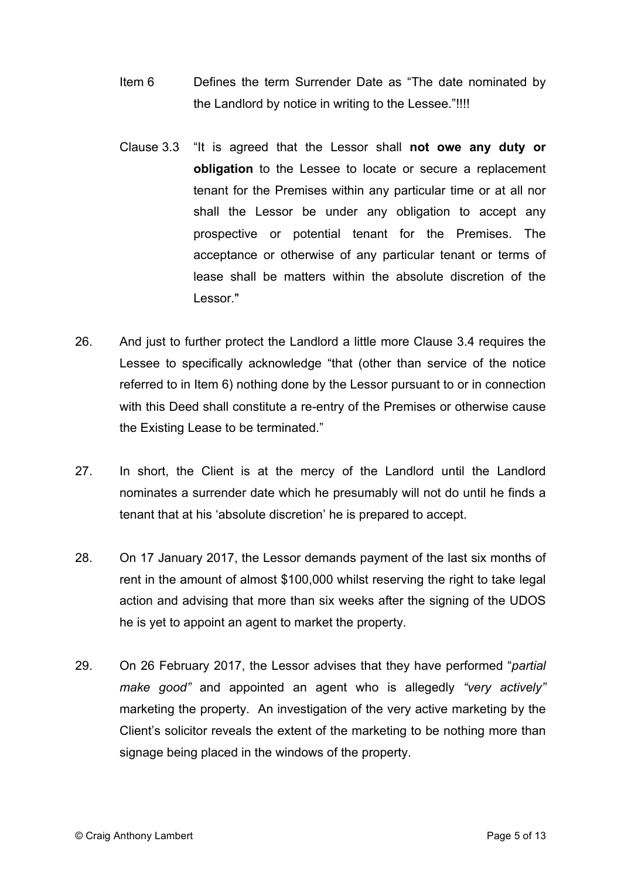Item 6 Defines the term Surrender Date as "The date nominated by the Landlord by notice in writing to the Lessee."!!!!

Clause 3.3 "It is agreed that the Lessor shall **not owe any duty or obligation** to the Lessee to locate or secure a replacement tenant for the Premises within any particular time or at all nor shall the Lessor be under any obligation to accept any prospective or potential tenant for the Premises. The acceptance or otherwise of any particular tenant or terms of lease shall be matters within the absolute discretion of the Lessor."

26. And just to further protect the Landlord a little more Clause 3.4 requires the Lessee to specifically acknowledge "that (other than service of the notice referred to in Item 6) nothing done by the Lessor pursuant to or in connection with this Deed shall constitute a re-entry of the Premises or otherwise cause the Existing Lease to be terminated."

27. In short, the Client is at the mercy of the Landlord until the Landlord nominates a surrender date which he presumably will not do until he finds a tenant that at his 'absolute discretion' he is prepared to accept.

28. On 17 January 2017, the Lessor demands payment of the last six months of rent in the amount of almost $100,000 whilst reserving the right to take legal action and advising that more than six weeks after the signing of the UDOS he is yet to appoint an agent to market the property.

29. On 26 February 2017, the Lessor advises that they have performed "*partial make good"* and appointed an agent who is allegedly *"very actively"* marketing the property. An investigation of the very active marketing by the Client's solicitor reveals the extent of the marketing to be nothing more than signage being placed in the windows of the property.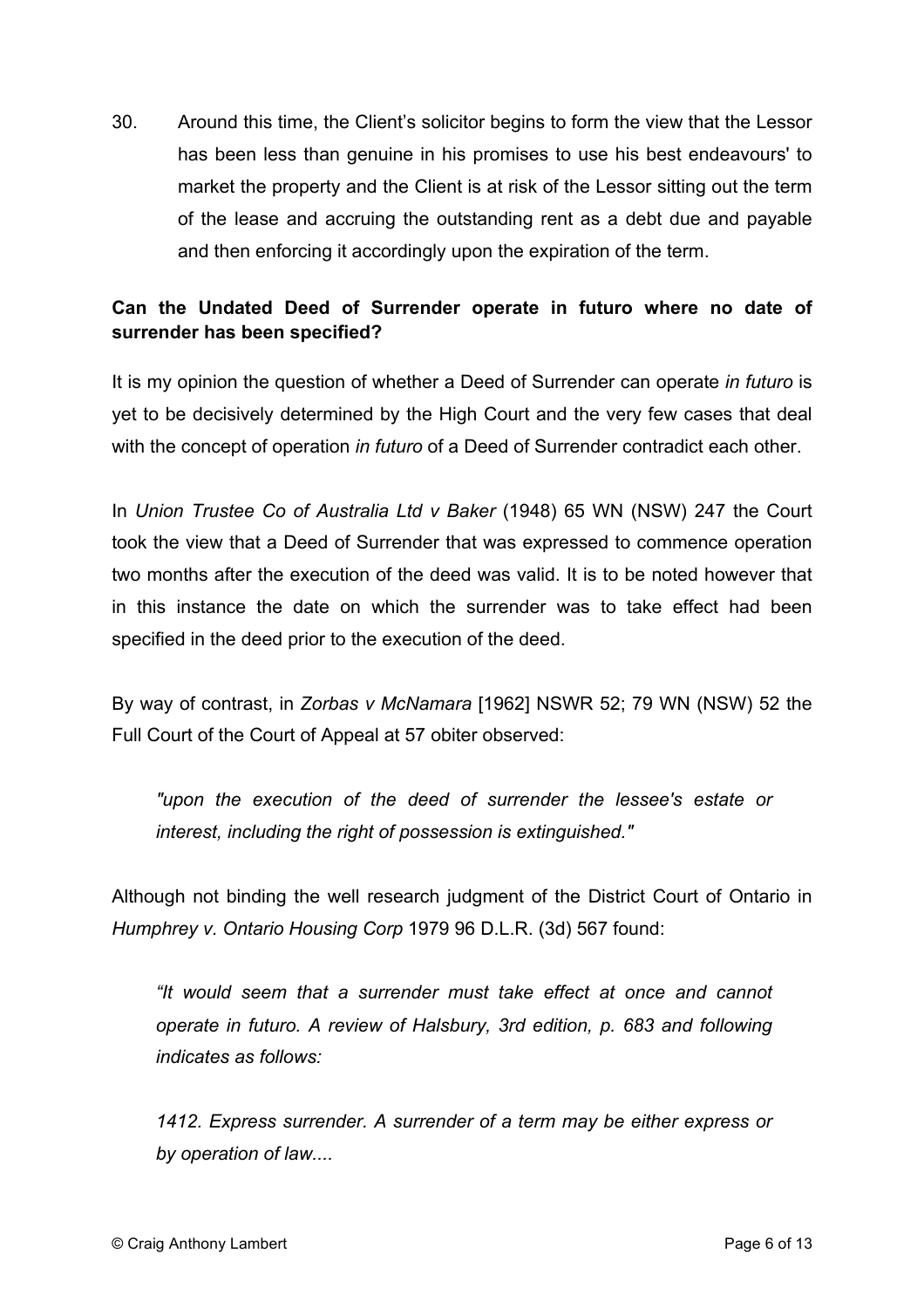30. Around this time, the Client's solicitor begins to form the view that the Lessor has been less than genuine in his promises to use his best endeavours' to market the property and the Client is at risk of the Lessor sitting out the term of the lease and accruing the outstanding rent as a debt due and payable and then enforcing it accordingly upon the expiration of the term.

**Can the Undated Deed of Surrender operate in futuro where no date of surrender has been specified?**

It is my opinion the question of whether a Deed of Surrender can operate *in futuro* is yet to be decisively determined by the High Court and the very few cases that deal with the concept of operation *in futuro* of a Deed of Surrender contradict each other.

In *Union Trustee Co of Australia Ltd v Baker* (1948) 65 WN (NSW) 247 the Court took the view that a Deed of Surrender that was expressed to commence operation two months after the execution of the deed was valid. It is to be noted however that in this instance the date on which the surrender was to take effect had been specified in the deed prior to the execution of the deed.

By way of contrast, in *Zorbas v McNamara* [1962] NSWR 52; 79 WN (NSW) 52 the Full Court of the Court of Appeal at 57 obiter observed:

> *"upon the execution of the deed of surrender the lessee's estate or interest, including the right of possession is extinguished."*

Although not binding the well research judgment of the District Court of Ontario in *Humphrey v. Ontario Housing Corp* 1979 96 D.L.R. (3d) 567 found:

> *"It would seem that a surrender must take effect at once and cannot operate in futuro. A review of Halsbury, 3rd edition, p. 683 and following indicates as follows:*
>
> *1412. Express surrender. A surrender of a term may be either express or by operation of law....*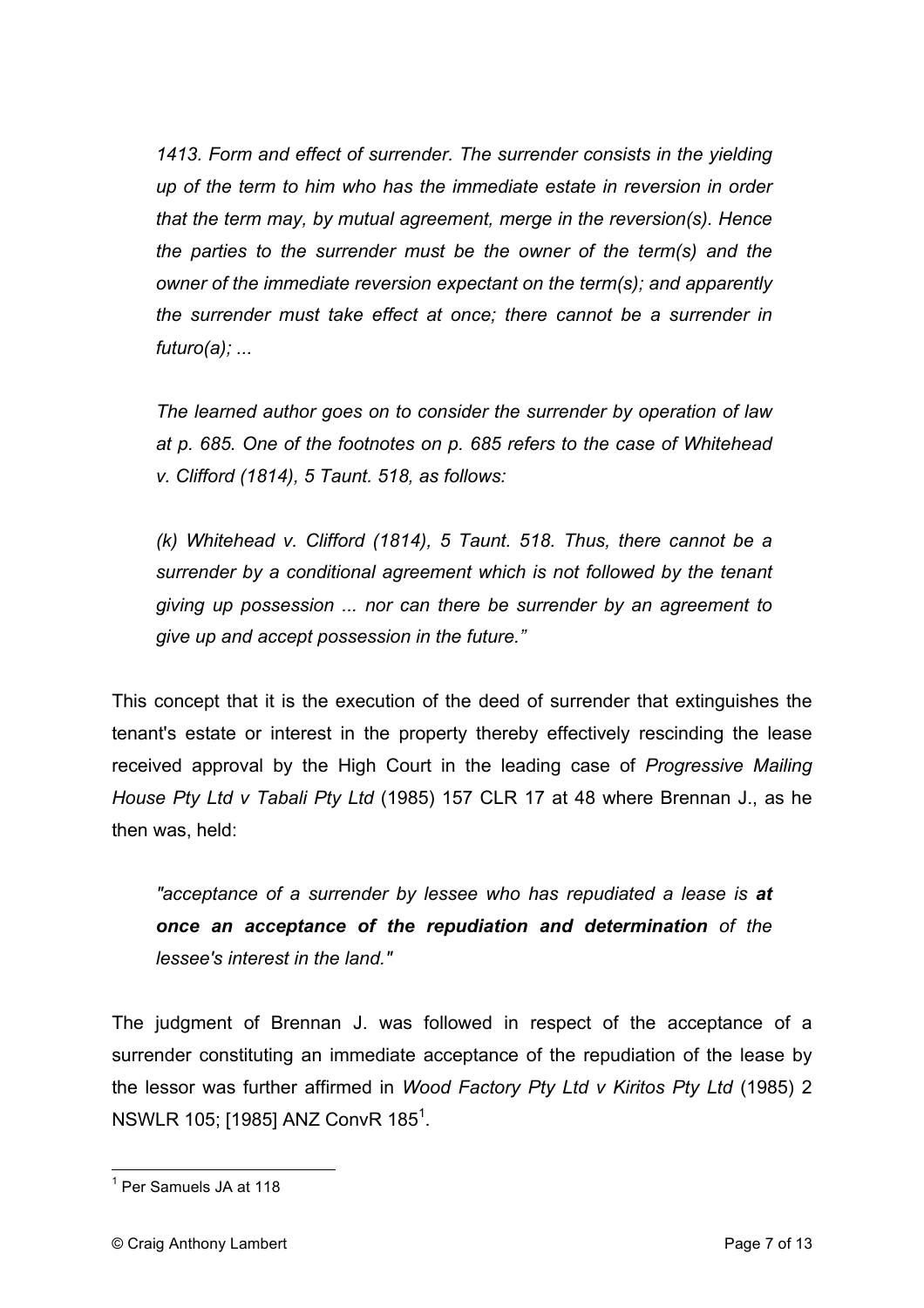*1413. Form and effect of surrender. The surrender consists in the yielding up of the term to him who has the immediate estate in reversion in order that the term may, by mutual agreement, merge in the reversion(s). Hence the parties to the surrender must be the owner of the term(s) and the owner of the immediate reversion expectant on the term(s); and apparently the surrender must take effect at once; there cannot be a surrender in futuro(a); ...*

*The learned author goes on to consider the surrender by operation of law at p. 685. One of the footnotes on p. 685 refers to the case of Whitehead v. Clifford (1814), 5 Taunt. 518, as follows:*

*(k) Whitehead v. Clifford (1814), 5 Taunt. 518. Thus, there cannot be a surrender by a conditional agreement which is not followed by the tenant giving up possession ... nor can there be surrender by an agreement to give up and accept possession in the future."*

This concept that it is the execution of the deed of surrender that extinguishes the tenant's estate or interest in the property thereby effectively rescinding the lease received approval by the High Court in the leading case of *Progressive Mailing House Pty Ltd v Tabali Pty Ltd* (1985) 157 CLR 17 at 48 where Brennan J., as he then was, held:

*"acceptance of a surrender by lessee who has repudiated a lease is **at once an acceptance of the repudiation and determination** of the lessee's interest in the land."*

The judgment of Brennan J. was followed in respect of the acceptance of a surrender constituting an immediate acceptance of the repudiation of the lease by the lessor was further affirmed in *Wood Factory Pty Ltd v Kiritos Pty Ltd* (1985) 2 NSWLR 105; [1985] ANZ ConvR 185[1].

[1] Per Samuels JA at 118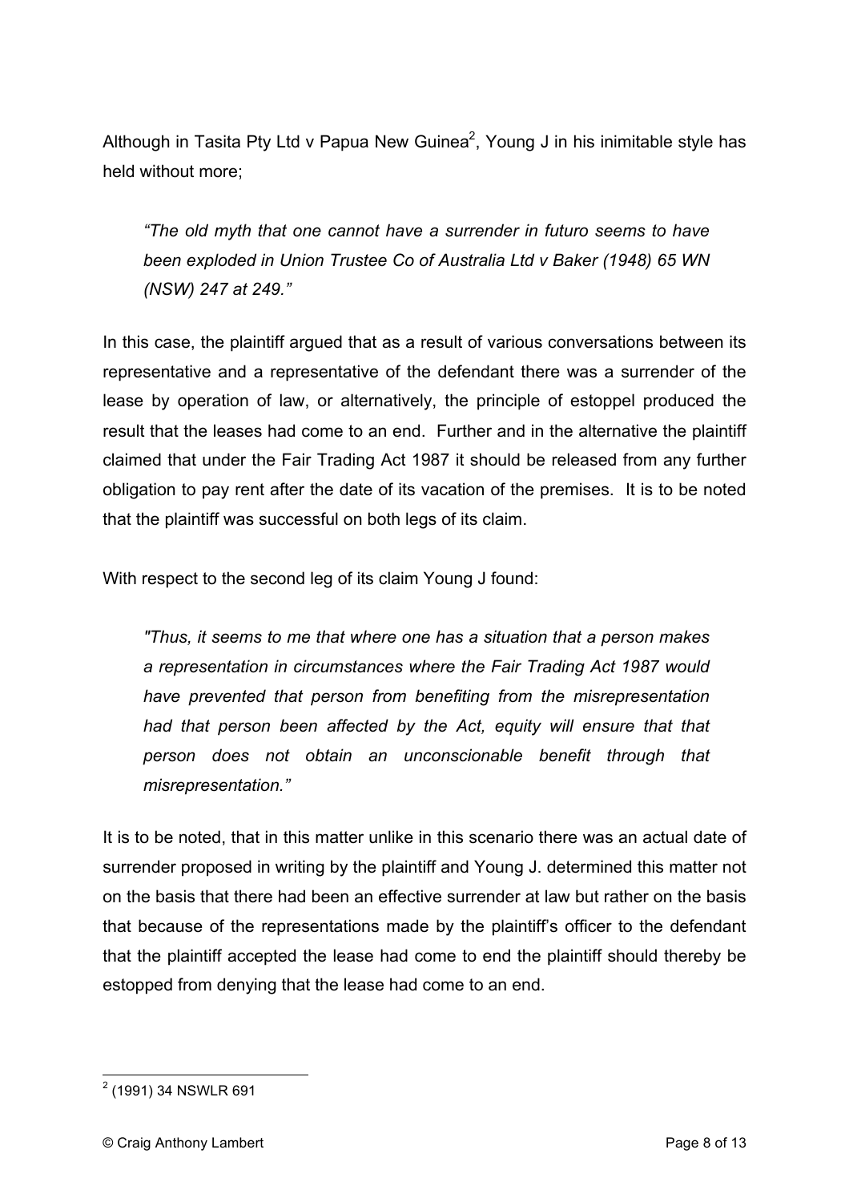Although in Tasita Pty Ltd v Papua New Guinea[2], Young J in his inimitable style has held without more;

> *"The old myth that one cannot have a surrender in futuro seems to have been exploded in Union Trustee Co of Australia Ltd v Baker (1948) 65 WN (NSW) 247 at 249."*

In this case, the plaintiff argued that as a result of various conversations between its representative and a representative of the defendant there was a surrender of the lease by operation of law, or alternatively, the principle of estoppel produced the result that the leases had come to an end. Further and in the alternative the plaintiff claimed that under the Fair Trading Act 1987 it should be released from any further obligation to pay rent after the date of its vacation of the premises. It is to be noted that the plaintiff was successful on both legs of its claim.

With respect to the second leg of its claim Young J found:

> *"Thus, it seems to me that where one has a situation that a person makes a representation in circumstances where the Fair Trading Act 1987 would have prevented that person from benefiting from the misrepresentation had that person been affected by the Act, equity will ensure that that person does not obtain an unconscionable benefit through that misrepresentation."*

It is to be noted, that in this matter unlike in this scenario there was an actual date of surrender proposed in writing by the plaintiff and Young J. determined this matter not on the basis that there had been an effective surrender at law but rather on the basis that because of the representations made by the plaintiff's officer to the defendant that the plaintiff accepted the lease had come to end the plaintiff should thereby be estopped from denying that the lease had come to an end.

---

[2] (1991) 34 NSWLR 691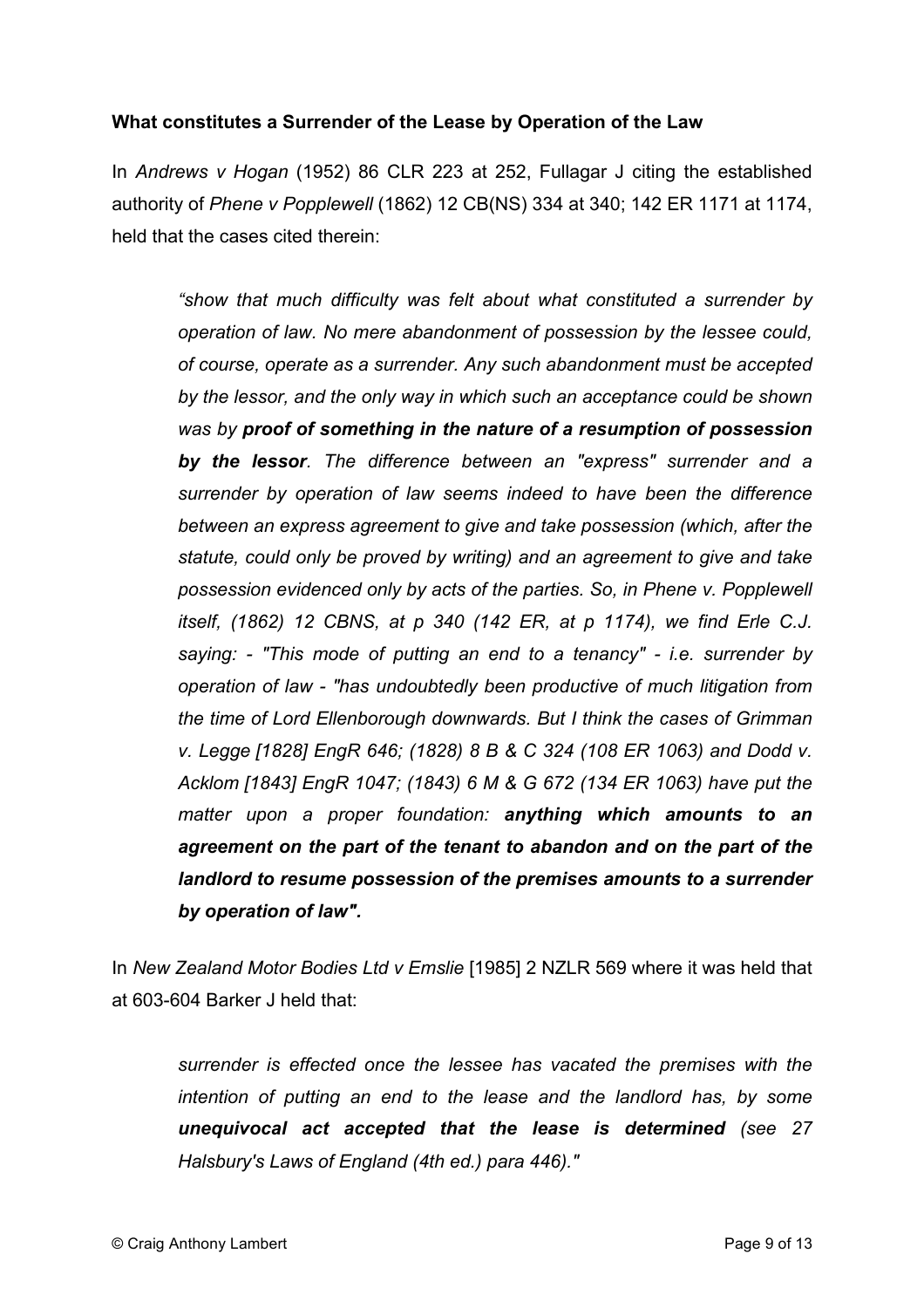**What constitutes a Surrender of the Lease by Operation of the Law**

In *Andrews v Hogan* (1952) 86 CLR 223 at 252, Fullagar J citing the established authority of *Phene v Popplewell* (1862) 12 CB(NS) 334 at 340; 142 ER 1171 at 1174, held that the cases cited therein:

> *"show that much difficulty was felt about what constituted a surrender by operation of law. No mere abandonment of possession by the lessee could, of course, operate as a surrender. Any such abandonment must be accepted by the lessor, and the only way in which such an acceptance could be shown was by **proof of something in the nature of a resumption of possession by the lessor**. The difference between an "express" surrender and a surrender by operation of law seems indeed to have been the difference between an express agreement to give and take possession (which, after the statute, could only be proved by writing) and an agreement to give and take possession evidenced only by acts of the parties. So, in Phene v. Popplewell itself, (1862) 12 CBNS, at p 340 (142 ER, at p 1174), we find Erle C.J. saying: - "This mode of putting an end to a tenancy" - i.e. surrender by operation of law - "has undoubtedly been productive of much litigation from the time of Lord Ellenborough downwards. But I think the cases of Grimman v. Legge [1828] EngR 646; (1828) 8 B & C 324 (108 ER 1063) and Dodd v. Acklom [1843] EngR 1047; (1843) 6 M & G 672 (134 ER 1063) have put the matter upon a proper foundation: **anything which amounts to an agreement on the part of the tenant to abandon and on the part of the landlord to resume possession of the premises amounts to a surrender by operation of law".***

In *New Zealand Motor Bodies Ltd v Emslie* [1985] 2 NZLR 569 where it was held that at 603-604 Barker J held that:

> *surrender is effected once the lessee has vacated the premises with the intention of putting an end to the lease and the landlord has, by some **unequivocal act accepted that the lease is determined** (see 27 Halsbury's Laws of England (4th ed.) para 446)."*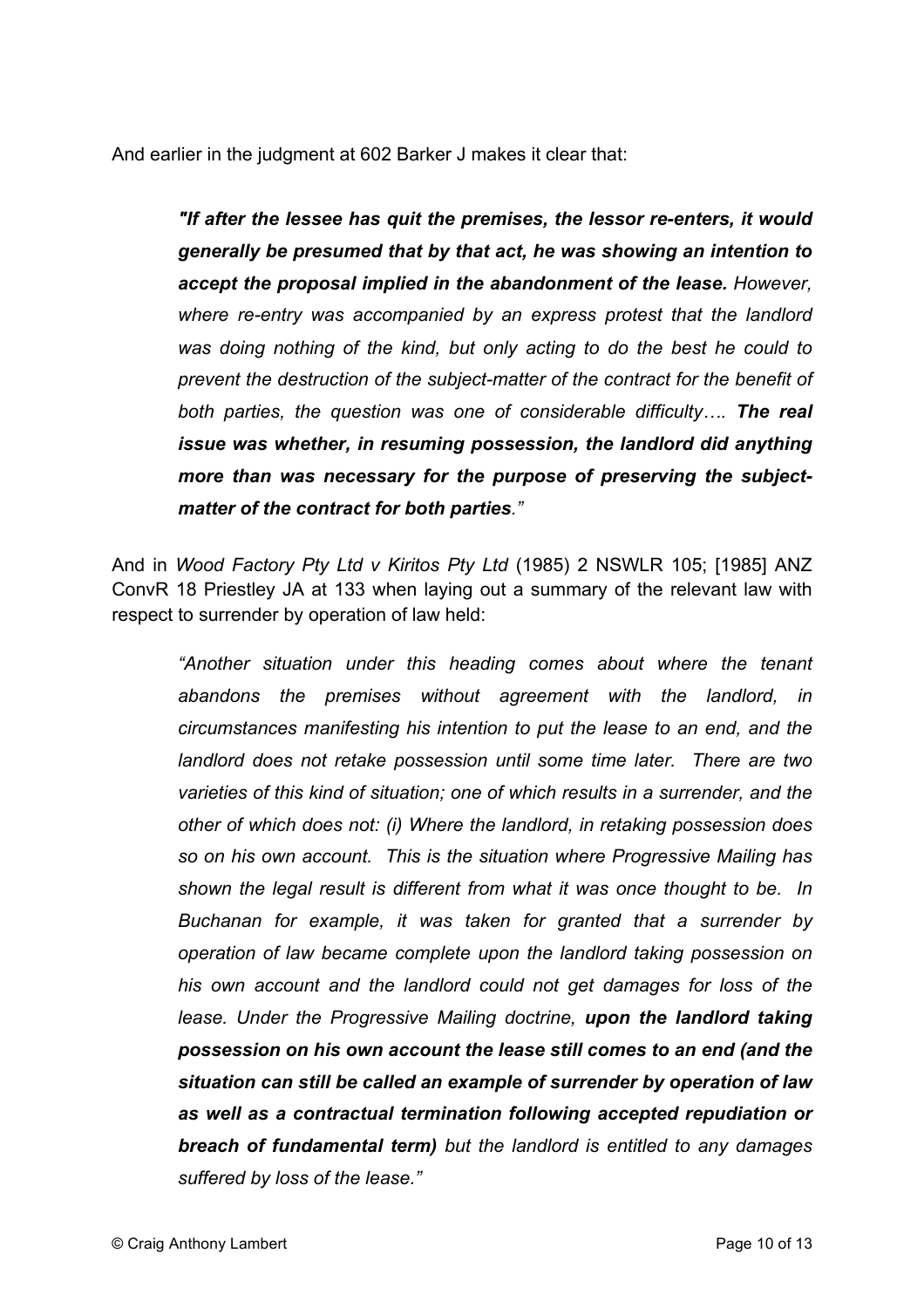And earlier in the judgment at 602 Barker J makes it clear that:

> ***"If after the lessee has quit the premises, the lessor re-enters, it would generally be presumed that by that act, he was showing an intention to accept the proposal implied in the abandonment of the lease.*** *However, where re-entry was accompanied by an express protest that the landlord was doing nothing of the kind, but only acting to do the best he could to prevent the destruction of the subject-matter of the contract for the benefit of both parties, the question was one of considerable difficulty….* ***The real issue was whether, in resuming possession, the landlord did anything more than was necessary for the purpose of preserving the subject-matter of the contract for both parties****."*

And in *Wood Factory Pty Ltd v Kiritos Pty Ltd* (1985) 2 NSWLR 105; [1985] ANZ ConvR 18 Priestley JA at 133 when laying out a summary of the relevant law with respect to surrender by operation of law held:

> *"Another situation under this heading comes about where the tenant abandons the premises without agreement with the landlord, in circumstances manifesting his intention to put the lease to an end, and the landlord does not retake possession until some time later. There are two varieties of this kind of situation; one of which results in a surrender, and the other of which does not: (i) Where the landlord, in retaking possession does so on his own account. This is the situation where Progressive Mailing has shown the legal result is different from what it was once thought to be. In Buchanan for example, it was taken for granted that a surrender by operation of law became complete upon the landlord taking possession on his own account and the landlord could not get damages for loss of the lease. Under the Progressive Mailing doctrine,* ***upon the landlord taking possession on his own account the lease still comes to an end (and the situation can still be called an example of surrender by operation of law as well as a contractual termination following accepted repudiation or breach of fundamental term)*** *but the landlord is entitled to any damages suffered by loss of the lease."*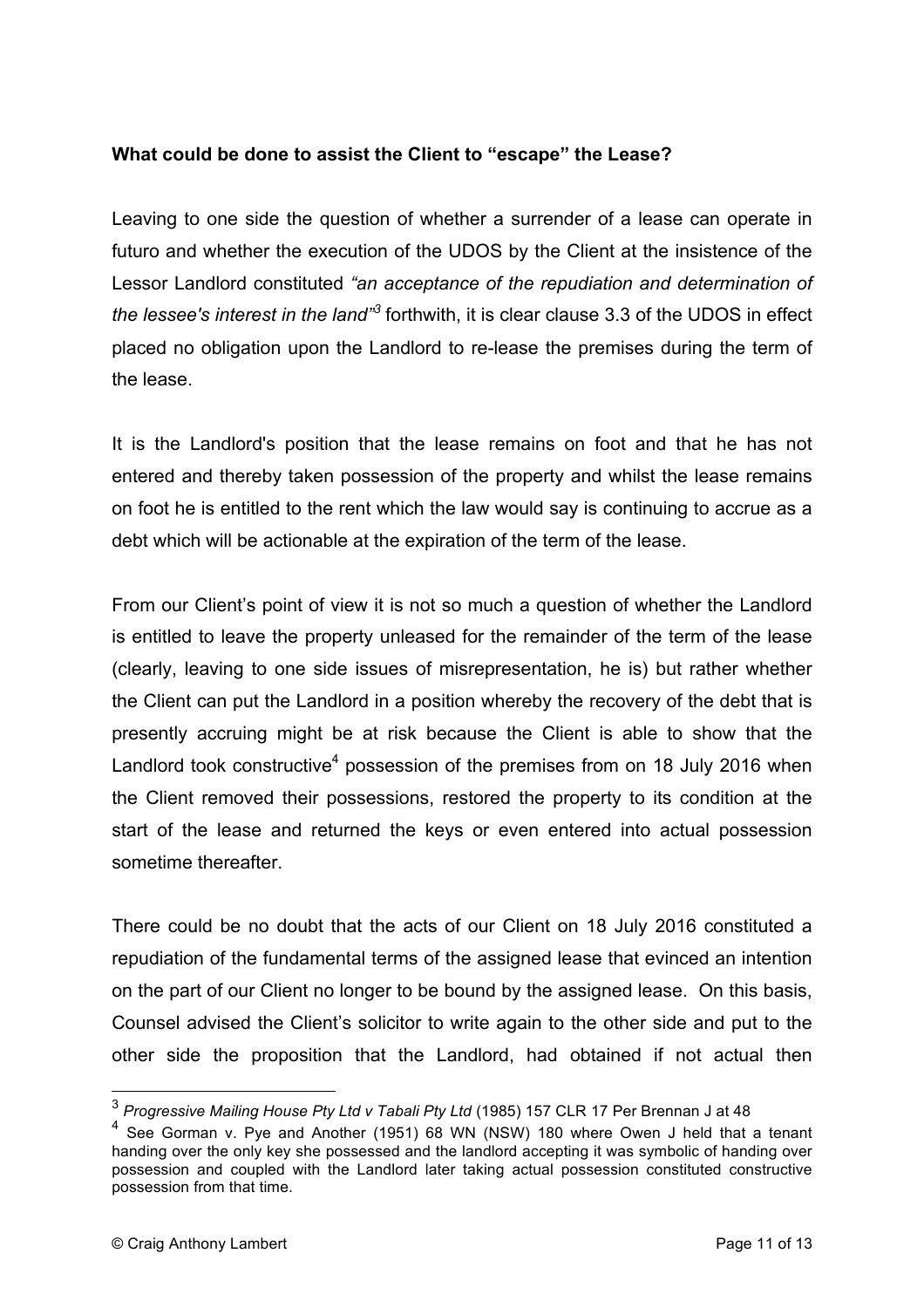**What could be done to assist the Client to "escape" the Lease?**

Leaving to one side the question of whether a surrender of a lease can operate in futuro and whether the execution of the UDOS by the Client at the insistence of the Lessor Landlord constituted *"an acceptance of the repudiation and determination of the lessee's interest in the land"*[3] forthwith, it is clear clause 3.3 of the UDOS in effect placed no obligation upon the Landlord to re-lease the premises during the term of the lease.

It is the Landlord's position that the lease remains on foot and that he has not entered and thereby taken possession of the property and whilst the lease remains on foot he is entitled to the rent which the law would say is continuing to accrue as a debt which will be actionable at the expiration of the term of the lease.

From our Client's point of view it is not so much a question of whether the Landlord is entitled to leave the property unleased for the remainder of the term of the lease (clearly, leaving to one side issues of misrepresentation, he is) but rather whether the Client can put the Landlord in a position whereby the recovery of the debt that is presently accruing might be at risk because the Client is able to show that the Landlord took constructive[4] possession of the premises from on 18 July 2016 when the Client removed their possessions, restored the property to its condition at the start of the lease and returned the keys or even entered into actual possession sometime thereafter.

There could be no doubt that the acts of our Client on 18 July 2016 constituted a repudiation of the fundamental terms of the assigned lease that evinced an intention on the part of our Client no longer to be bound by the assigned lease. On this basis, Counsel advised the Client's solicitor to write again to the other side and put to the other side the proposition that the Landlord, had obtained if not actual then

---

[3] *Progressive Mailing House Pty Ltd v Tabali Pty Ltd* (1985) 157 CLR 17 Per Brennan J at 48

[4] See Gorman v. Pye and Another (1951) 68 WN (NSW) 180 where Owen J held that a tenant handing over the only key she possessed and the landlord accepting it was symbolic of handing over possession and coupled with the Landlord later taking actual possession constituted constructive possession from that time.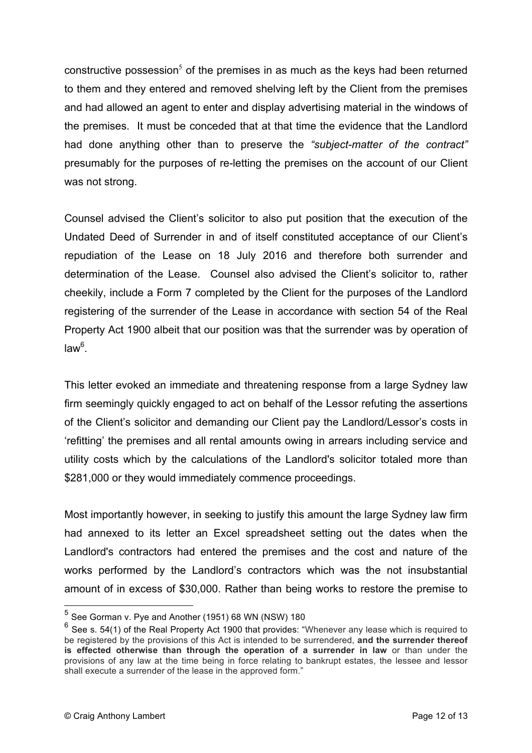constructive possession[5] of the premises in as much as the keys had been returned to them and they entered and removed shelving left by the Client from the premises and had allowed an agent to enter and display advertising material in the windows of the premises. It must be conceded that at that time the evidence that the Landlord had done anything other than to preserve the *"subject-matter of the contract"* presumably for the purposes of re-letting the premises on the account of our Client was not strong.

Counsel advised the Client's solicitor to also put position that the execution of the Undated Deed of Surrender in and of itself constituted acceptance of our Client's repudiation of the Lease on 18 July 2016 and therefore both surrender and determination of the Lease. Counsel also advised the Client's solicitor to, rather cheekily, include a Form 7 completed by the Client for the purposes of the Landlord registering of the surrender of the Lease in accordance with section 54 of the Real Property Act 1900 albeit that our position was that the surrender was by operation of law[6].

This letter evoked an immediate and threatening response from a large Sydney law firm seemingly quickly engaged to act on behalf of the Lessor refuting the assertions of the Client's solicitor and demanding our Client pay the Landlord/Lessor's costs in 'refitting' the premises and all rental amounts owing in arrears including service and utility costs which by the calculations of the Landlord's solicitor totaled more than $281,000 or they would immediately commence proceedings.

Most importantly however, in seeking to justify this amount the large Sydney law firm had annexed to its letter an Excel spreadsheet setting out the dates when the Landlord's contractors had entered the premises and the cost and nature of the works performed by the Landlord's contractors which was the not insubstantial amount of in excess of $30,000. Rather than being works to restore the premise to

---

[5] See Gorman v. Pye and Another (1951) 68 WN (NSW) 180

[6] See s. 54(1) of the Real Property Act 1900 that provides: "Whenever any lease which is required to be registered by the provisions of this Act is intended to be surrendered, **and the surrender thereof is effected otherwise than through the operation of a surrender in law** or than under the provisions of any law at the time being in force relating to bankrupt estates, the lessee and lessor shall execute a surrender of the lease in the approved form."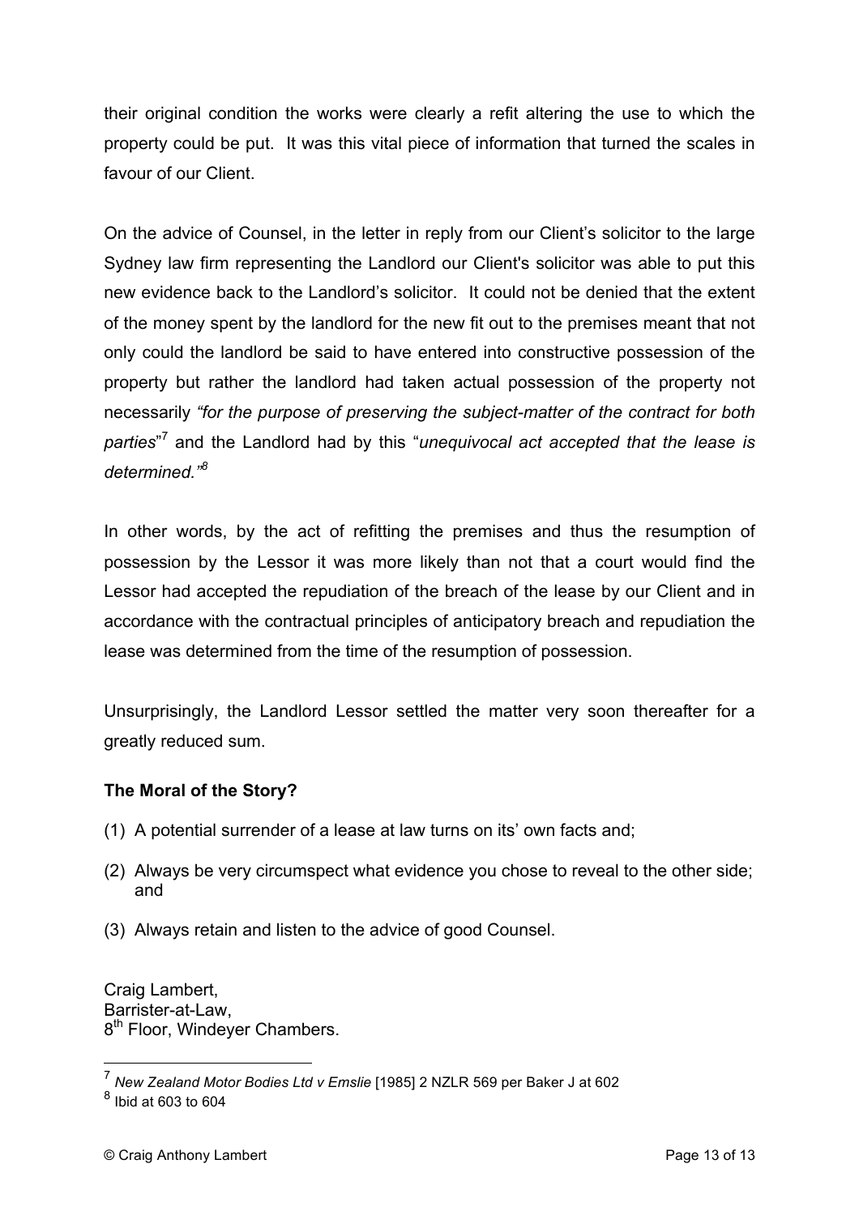their original condition the works were clearly a refit altering the use to which the property could be put. It was this vital piece of information that turned the scales in favour of our Client.

On the advice of Counsel, in the letter in reply from our Client's solicitor to the large Sydney law firm representing the Landlord our Client's solicitor was able to put this new evidence back to the Landlord's solicitor. It could not be denied that the extent of the money spent by the landlord for the new fit out to the premises meant that not only could the landlord be said to have entered into constructive possession of the property but rather the landlord had taken actual possession of the property not necessarily *"for the purpose of preserving the subject-matter of the contract for both parties"*[7] and the Landlord had by this "*unequivocal act accepted that the lease is determined."*[8]

In other words, by the act of refitting the premises and thus the resumption of possession by the Lessor it was more likely than not that a court would find the Lessor had accepted the repudiation of the breach of the lease by our Client and in accordance with the contractual principles of anticipatory breach and repudiation the lease was determined from the time of the resumption of possession.

Unsurprisingly, the Landlord Lessor settled the matter very soon thereafter for a greatly reduced sum.

**The Moral of the Story?**

(1) A potential surrender of a lease at law turns on its' own facts and;

(2) Always be very circumspect what evidence you chose to reveal to the other side; and

(3) Always retain and listen to the advice of good Counsel.

Craig Lambert,
Barrister-at-Law,
8th Floor, Windeyer Chambers.

[7] *New Zealand Motor Bodies Ltd v Emslie* [1985] 2 NZLR 569 per Baker J at 602

[8] Ibid at 603 to 604

© Craig Anthony Lambert